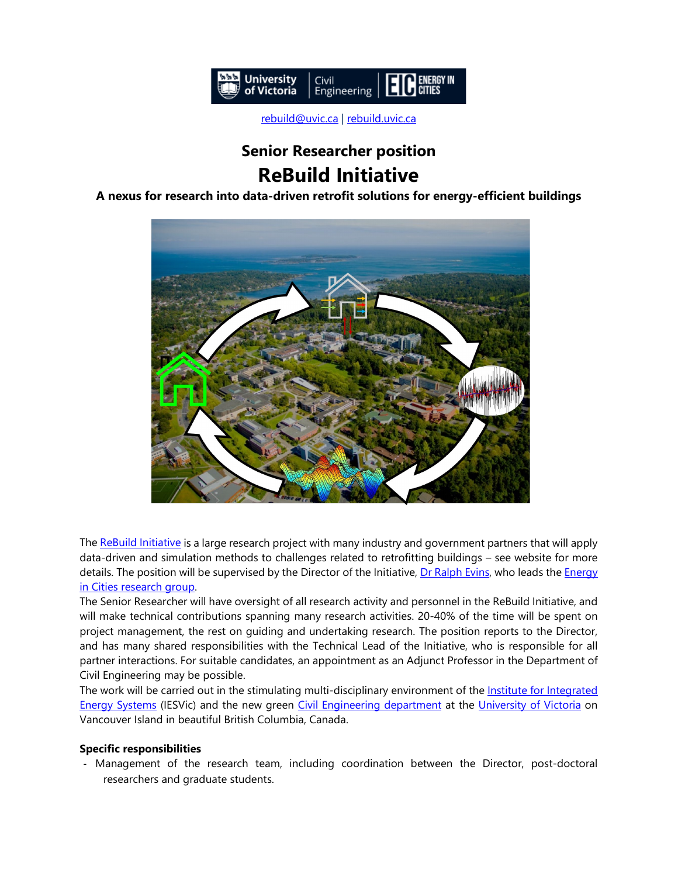rebuild@uvic.ca | rebuild.uvic.ca

# Senior Researcher position

# ReBuild Initiative

**A nexus for research into data-driven retrofit solutions for energy-efficient buildings**

The ReBuild Initiative is a large research project with many industry and government partners that will apply data-driven and simulation methods to challenges related to retrofitting buildings – see website for more details. The position will be supervised by the Director of the Initiative, Dr Ralph Evins, who leads the Energy in Cities research group.

The Senior Researcher will have oversight of all research activity and personnel in the ReBuild Initiative, and will make technical contributions spanning many research activities. 20-40% of the time will be spent on project management, the rest on guiding and undertaking research. The position reports to the Director, and has many shared responsibilities with the Technical Lead of the Initiative, who is responsible for all partner interactions. For suitable candidates, an appointment as an Adjunct Professor in the Department of Civil Engineering may be possible.

The work will be carried out in the stimulating multi-disciplinary environment of the Institute for Integrated Energy Systems (IESVic) and the new green Civil Engineering department at the University of Victoria on Vancouver Island in beautiful British Columbia, Canada.

**Specific responsibilities**

- Management of the research team, including coordination between the Director, post-doctoral researchers and graduate students.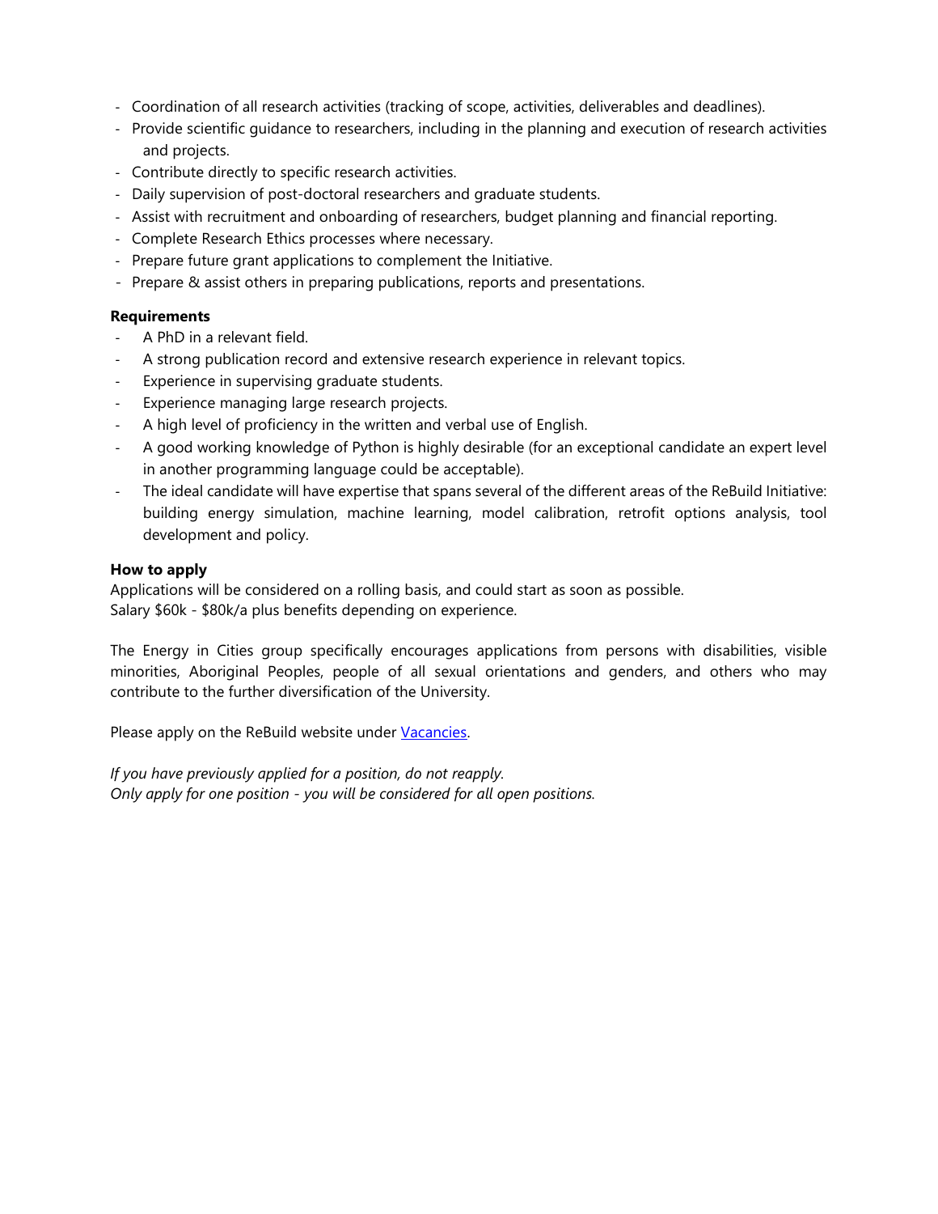- Coordination of all research activities (tracking of scope, activities, deliverables and deadlines).
- Provide scientific guidance to researchers, including in the planning and execution of research activities and projects.
- Contribute directly to specific research activities.
- Daily supervision of post-doctoral researchers and graduate students.
- Assist with recruitment and onboarding of researchers, budget planning and financial reporting.
- Complete Research Ethics processes where necessary.
- Prepare future grant applications to complement the Initiative.
- Prepare & assist others in preparing publications, reports and presentations.

**Requirements**

- A PhD in a relevant field.
- A strong publication record and extensive research experience in relevant topics.
- Experience in supervising graduate students.
- Experience managing large research projects.
- A high level of proficiency in the written and verbal use of English.
- A good working knowledge of Python is highly desirable (for an exceptional candidate an expert level in another programming language could be acceptable).
- The ideal candidate will have expertise that spans several of the different areas of the ReBuild Initiative: building energy simulation, machine learning, model calibration, retrofit options analysis, tool development and policy.

**How to apply**

Applications will be considered on a rolling basis, and could start as soon as possible.
Salary $60k - $80k/a plus benefits depending on experience.

The Energy in Cities group specifically encourages applications from persons with disabilities, visible minorities, Aboriginal Peoples, people of all sexual orientations and genders, and others who may contribute to the further diversification of the University.

Please apply on the ReBuild website under [Vacancies](Vacancies).

*If you have previously applied for a position, do not reapply.*
*Only apply for one position - you will be considered for all open positions.*